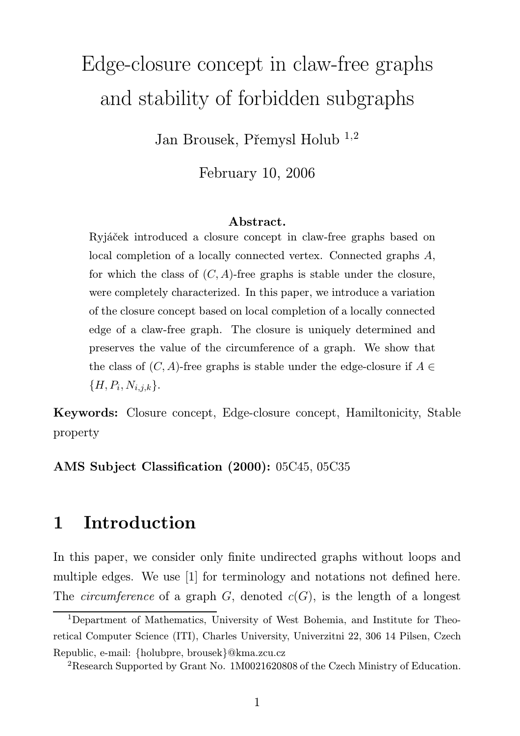# Edge-closure concept in claw-free graphs and stability of forbidden subgraphs

Jan Brousek, Přemysl Holub [1,2]

February 10, 2006

**Abstract.**

Ryjáček introduced a closure concept in claw-free graphs based on local completion of a locally connected vertex. Connected graphs $A$, for which the class of $(C, A)$-free graphs is stable under the closure, were completely characterized. In this paper, we introduce a variation of the closure concept based on local completion of a locally connected edge of a claw-free graph. The closure is uniquely determined and preserves the value of the circumference of a graph. We show that the class of $(C, A)$-free graphs is stable under the edge-closure if $A \in \{H, P_i, N_{i,j,k}\}$.

**Keywords:** Closure concept, Edge-closure concept, Hamiltonicity, Stable property

**AMS Subject Classification (2000):** 05C45, 05C35

## 1 Introduction

In this paper, we consider only finite undirected graphs without loops and multiple edges. We use [1] for terminology and notations not defined here. The *circumference* of a graph $G$, denoted $c(G)$, is the length of a longest

[1] Department of Mathematics, University of West Bohemia, and Institute for Theoretical Computer Science (ITI), Charles University, Univerzitni 22, 306 14 Pilsen, Czech Republic, e-mail: {holubpre, brousek}@kma.zcu.cz

[2] Research Supported by Grant No. 1M0021620808 of the Czech Ministry of Education.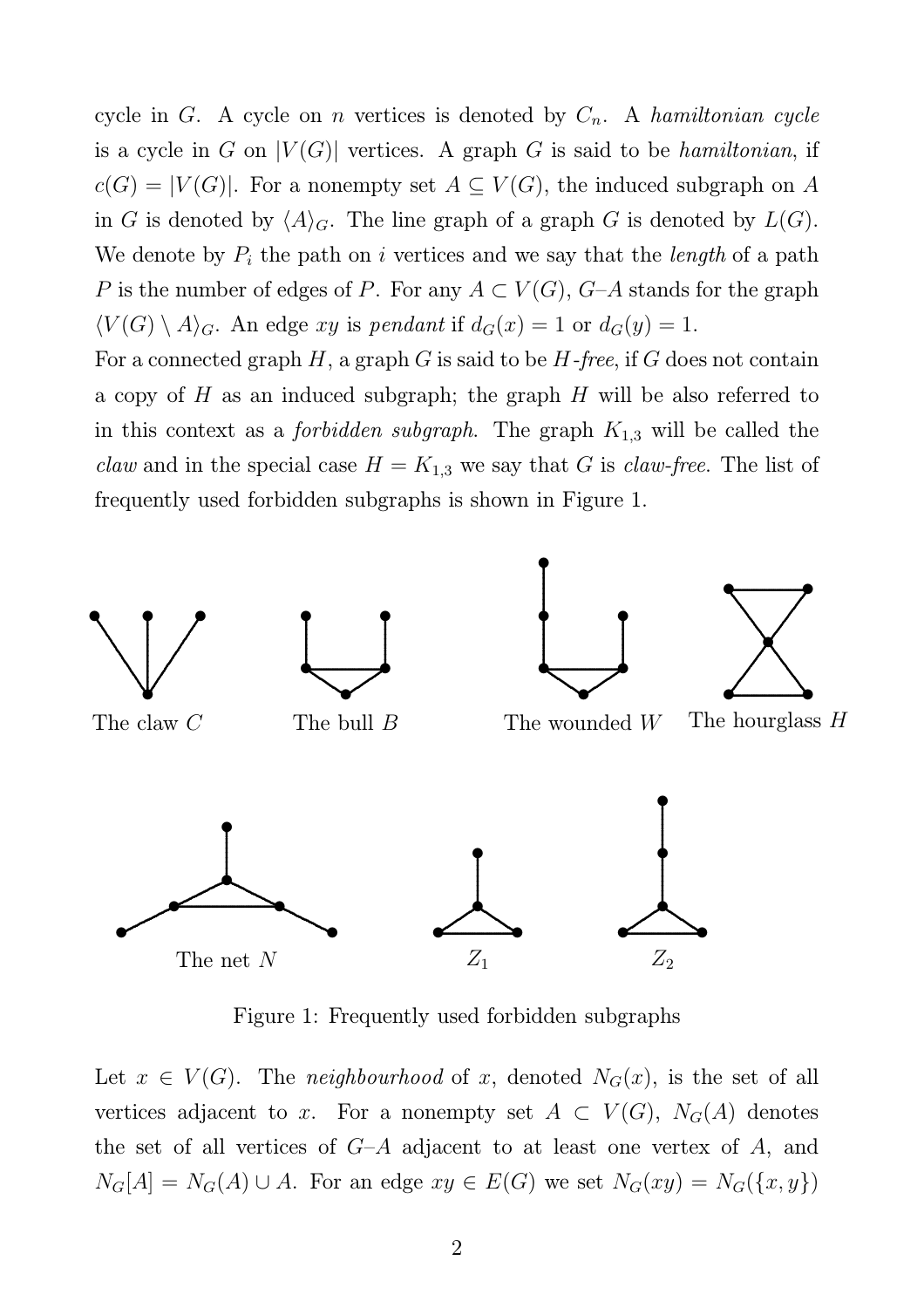cycle in $G$. A cycle on $n$ vertices is denoted by $C_n$. A *hamiltonian cycle* is a cycle in $G$ on $|V(G)|$ vertices. A graph $G$ is said to be *hamiltonian*, if $c(G) = |V(G)|$. For a nonempty set $A \subseteq V(G)$, the induced subgraph on $A$ in $G$ is denoted by $\langle A \rangle_G$. The line graph of a graph $G$ is denoted by $L(G)$. We denote by $P_i$ the path on $i$ vertices and we say that the *length* of a path $P$ is the number of edges of $P$. For any $A \subset V(G)$, $G–A$ stands for the graph $\langle V(G) \setminus A \rangle_G$. An edge $xy$ is *pendant* if $d_G(x) = 1$ or $d_G(y) = 1$.
For a connected graph $H$, a graph $G$ is said to be *$H$-free*, if $G$ does not contain a copy of $H$ as an induced subgraph; the graph $H$ will be also referred to in this context as a *forbidden subgraph*. The graph $K_{1,3}$ will be called the *claw* and in the special case $H = K_{1,3}$ we say that $G$ is *claw-free*. The list of frequently used forbidden subgraphs is shown in Figure 1.

The claw $C$ The bull $B$ The wounded $W$ The hourglass $H$

The net $N$ $Z_1$ $Z_2$

Figure 1: Frequently used forbidden subgraphs

Let $x \in V(G)$. The *neighbourhood* of $x$, denoted $N_G(x)$, is the set of all vertices adjacent to $x$. For a nonempty set $A \subset V(G)$, $N_G(A)$ denotes the set of all vertices of $G–A$ adjacent to at least one vertex of $A$, and $N_G[A] = N_G(A) \cup A$. For an edge $xy \in E(G)$ we set $N_G(xy) = N_G(\{x, y\})$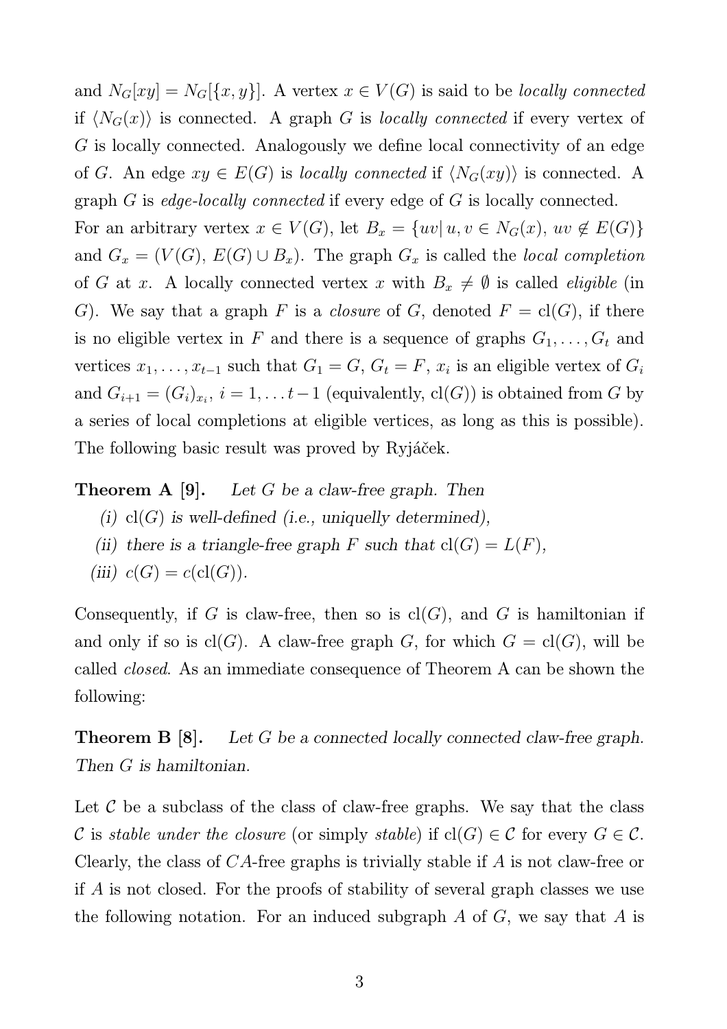and $N_G[xy] = N_G[\{x, y\}]$. A vertex $x \in V(G)$ is said to be *locally connected* if $\langle N_G(x) \rangle$ is connected. A graph $G$ is *locally connected* if every vertex of $G$ is locally connected. Analogously we define local connectivity of an edge of $G$. An edge $xy \in E(G)$ is *locally connected* if $\langle N_G(xy) \rangle$ is connected. A graph $G$ is *edge-locally connected* if every edge of $G$ is locally connected.

For an arbitrary vertex $x \in V(G)$, let $B_x = \{uv | \, u, v \in N_G(x), \, uv \notin E(G)\}$ and $G_x = (V(G), E(G) \cup B_x)$. The graph $G_x$ is called the *local completion* of $G$ at $x$. A locally connected vertex $x$ with $B_x \neq \emptyset$ is called *eligible* (in $G$). We say that a graph $F$ is a *closure* of $G$, denoted $F = \mathrm{cl}(G)$, if there is no eligible vertex in $F$ and there is a sequence of graphs $G_1, \ldots, G_t$ and vertices $x_1, \ldots, x_{t-1}$ such that $G_1 = G$, $G_t = F$, $x_i$ is an eligible vertex of $G_i$ and $G_{i+1} = (G_i)_{x_i}$, $i = 1, \ldots t-1$ (equivalently, $\mathrm{cl}(G)$) is obtained from $G$ by a series of local completions at eligible vertices, as long as this is possible). The following basic result was proved by Ryjáček.

**Theorem A [9].** *Let $G$ be a claw-free graph. Then*

*(i) $\mathrm{cl}(G)$ is well-defined (i.e., uniquely determined),*

*(ii) there is a triangle-free graph $F$ such that $\mathrm{cl}(G) = L(F)$,*

*(iii) $c(G) = c(\mathrm{cl}(G))$.*

Consequently, if $G$ is claw-free, then so is $\mathrm{cl}(G)$, and $G$ is hamiltonian if and only if so is $\mathrm{cl}(G)$. A claw-free graph $G$, for which $G = \mathrm{cl}(G)$, will be called *closed*. As an immediate consequence of Theorem A can be shown the following:

**Theorem B [8].** *Let $G$ be a connected locally connected claw-free graph. Then $G$ is hamiltonian.*

Let $\mathcal{C}$ be a subclass of the class of claw-free graphs. We say that the class $\mathcal{C}$ is *stable under the closure* (or simply *stable*) if $\mathrm{cl}(G) \in \mathcal{C}$ for every $G \in \mathcal{C}$. Clearly, the class of $CA$-free graphs is trivially stable if $A$ is not claw-free or if $A$ is not closed. For the proofs of stability of several graph classes we use the following notation. For an induced subgraph $A$ of $G$, we say that $A$ is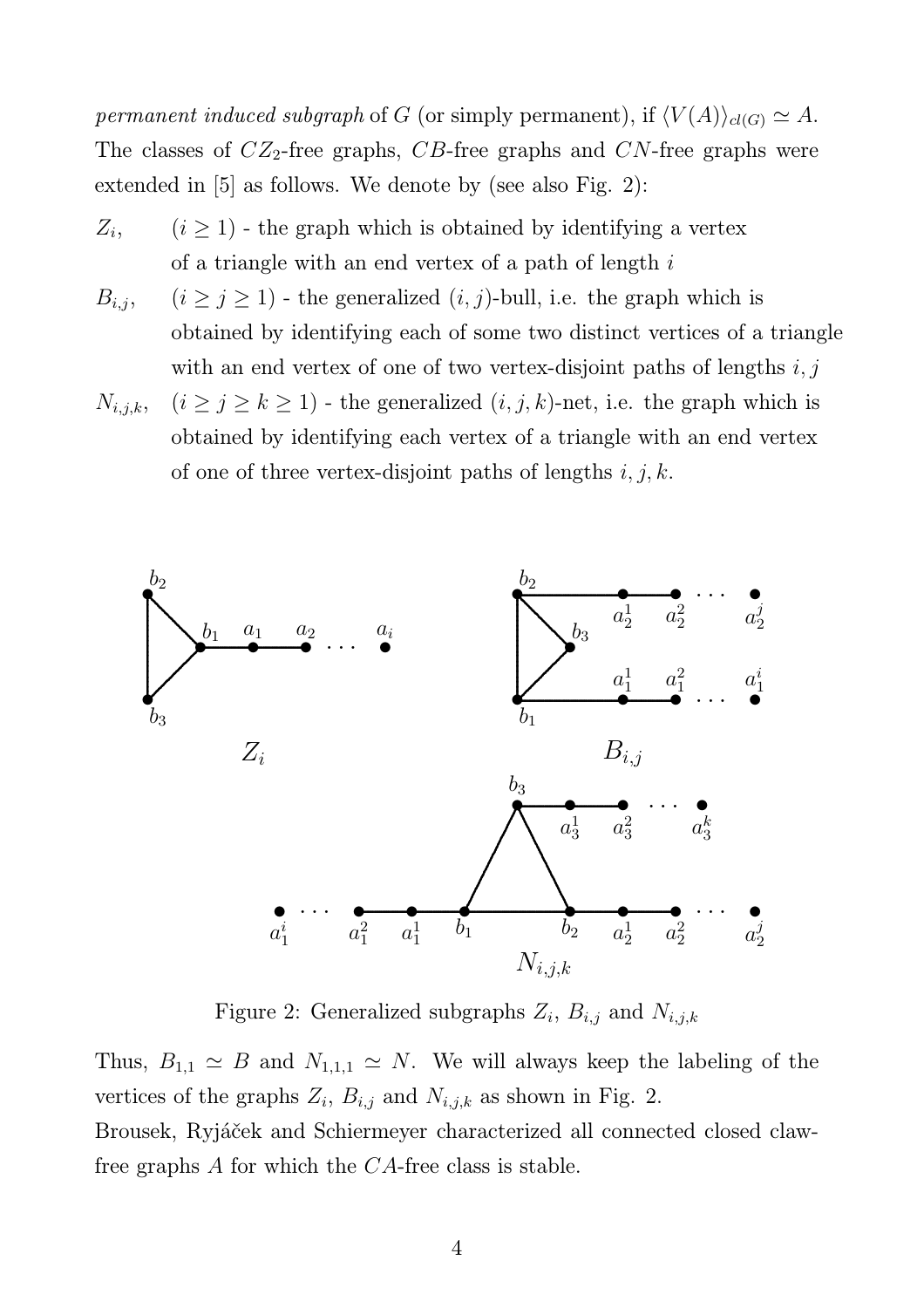*permanent induced subgraph* of $G$ (or simply permanent), if $\langle V(A)\rangle_{cl(G)} \simeq A$. The classes of $CZ_2$-free graphs, $CB$-free graphs and $CN$-free graphs were extended in [5] as follows. We denote by (see also Fig. 2):

- $Z_i$, $(i \geq 1)$ - the graph which is obtained by identifying a vertex of a triangle with an end vertex of a path of length $i$
- $B_{i,j}$, $(i \geq j \geq 1)$ - the generalized $(i,j)$-bull, i.e. the graph which is obtained by identifying each of some two distinct vertices of a triangle with an end vertex of one of two vertex-disjoint paths of lengths $i, j$
- $N_{i,j,k}$, $(i \geq j \geq k \geq 1)$ - the generalized $(i,j,k)$-net, i.e. the graph which is obtained by identifying each vertex of a triangle with an end vertex of one of three vertex-disjoint paths of lengths $i, j, k$.

Figure 2: Generalized subgraphs $Z_i$, $B_{i,j}$ and $N_{i,j,k}$

Thus, $B_{1,1} \simeq B$ and $N_{1,1,1} \simeq N$. We will always keep the labeling of the vertices of the graphs $Z_i$, $B_{i,j}$ and $N_{i,j,k}$ as shown in Fig. 2.
Brousek, Ryjáček and Schiermeyer characterized all connected closed claw-free graphs $A$ for which the $CA$-free class is stable.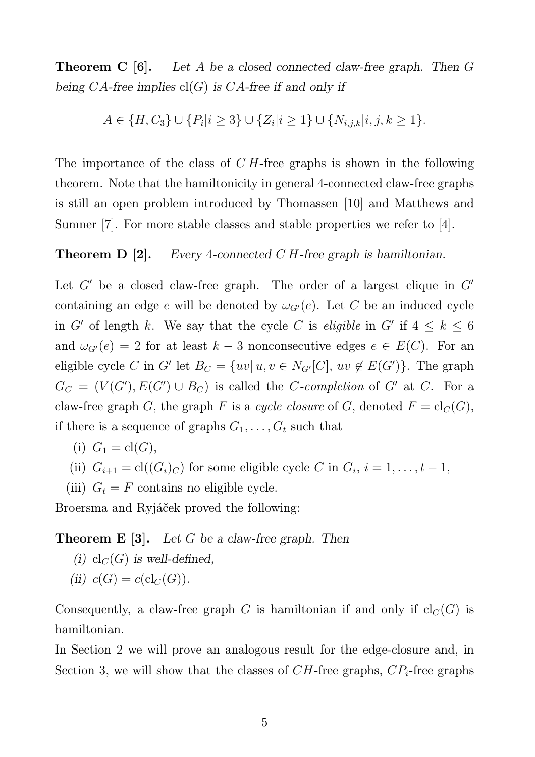**Theorem C [6].** *Let $A$ be a closed connected claw-free graph. Then $G$ being $CA$-free implies $\mathrm{cl}(G)$ is $CA$-free if and only if*

$$A \in \{H, C_3\} \cup \{P_i | i \geq 3\} \cup \{Z_i | i \geq 1\} \cup \{N_{i,j,k} | i, j, k \geq 1\}.$$

The importance of the class of $CH$-free graphs is shown in the following theorem. Note that the hamiltonicity in general 4-connected claw-free graphs is still an open problem introduced by Thomassen [10] and Matthews and Sumner [7]. For more stable classes and stable properties we refer to [4].

**Theorem D [2].** *Every 4-connected $CH$-free graph is hamiltonian.*

Let $G'$ be a closed claw-free graph. The order of a largest clique in $G'$ containing an edge $e$ will be denoted by $\omega_{G'}(e)$. Let $C$ be an induced cycle in $G'$ of length $k$. We say that the cycle $C$ is *eligible* in $G'$ if $4 \leq k \leq 6$ and $\omega_{G'}(e) = 2$ for at least $k - 3$ nonconsecutive edges $e \in E(C)$. For an eligible cycle $C$ in $G'$ let $B_C = \{uv | u, v \in N_{G'}[C], uv \notin E(G')\}$. The graph $G_C = (V(G'), E(G') \cup B_C)$ is called the *$C$-completion* of $G'$ at $C$. For a claw-free graph $G$, the graph $F$ is a *cycle closure* of $G$, denoted $F = \mathrm{cl}_C(G)$, if there is a sequence of graphs $G_1, \ldots, G_t$ such that

(i) $G_1 = \mathrm{cl}(G)$,

(ii) $G_{i+1} = \mathrm{cl}((G_i)_C)$ for some eligible cycle $C$ in $G_i$, $i = 1, \ldots, t-1$,

(iii) $G_t = F$ contains no eligible cycle.

Broersma and Ryjáček proved the following:

**Theorem E [3].** *Let $G$ be a claw-free graph. Then*

*(i) $\mathrm{cl}_C(G)$ is well-defined,*

*(ii) $c(G) = c(\mathrm{cl}_C(G))$.*

Consequently, a claw-free graph $G$ is hamiltonian if and only if $\mathrm{cl}_C(G)$ is hamiltonian.

In Section 2 we will prove an analogous result for the edge-closure and, in Section 3, we will show that the classes of $CH$-free graphs, $CP_i$-free graphs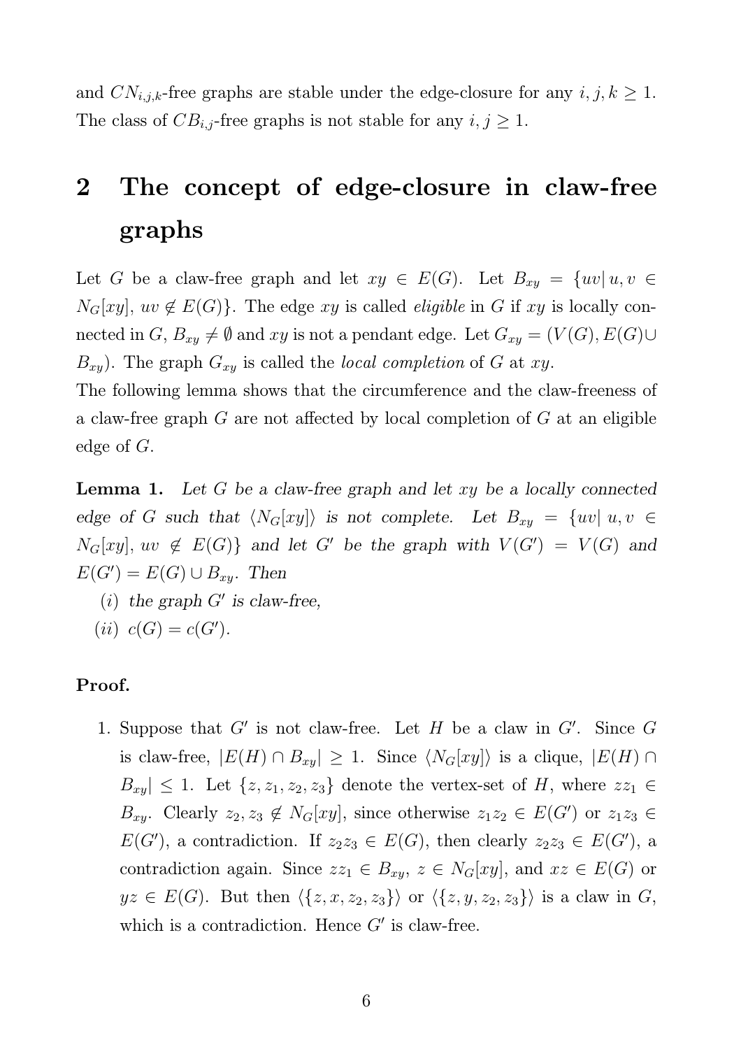and $CN_{i,j,k}$-free graphs are stable under the edge-closure for any $i, j, k \geq 1$. The class of $CB_{i,j}$-free graphs is not stable for any $i, j \geq 1$.

# 2 The concept of edge-closure in claw-free graphs

Let $G$ be a claw-free graph and let $xy \in E(G)$. Let $B_{xy} = \{uv |\, u, v \in N_G[xy],\, uv \notin E(G)\}$. The edge $xy$ is called *eligible* in $G$ if $xy$ is locally connected in $G$, $B_{xy} \neq \emptyset$ and $xy$ is not a pendant edge. Let $G_{xy} = (V(G), E(G) \cup B_{xy})$. The graph $G_{xy}$ is called the *local completion* of $G$ at $xy$.
The following lemma shows that the circumference and the claw-freeness of a claw-free graph $G$ are not affected by local completion of $G$ at an eligible edge of $G$.

**Lemma 1.** *Let $G$ be a claw-free graph and let $xy$ be a locally connected edge of $G$ such that $\langle N_G[xy] \rangle$ is not complete. Let $B_{xy} = \{uv |\, u, v \in N_G[xy],\, uv \notin E(G)\}$ and let $G'$ be the graph with $V(G') = V(G)$ and $E(G') = E(G) \cup B_{xy}$. Then*
*(i) the graph $G'$ is claw-free,*
*(ii) $c(G) = c(G')$.*

**Proof.**

1. Suppose that $G'$ is not claw-free. Let $H$ be a claw in $G'$. Since $G$ is claw-free, $|E(H) \cap B_{xy}| \geq 1$. Since $\langle N_G[xy] \rangle$ is a clique, $|E(H) \cap B_{xy}| \leq 1$. Let $\{z, z_1, z_2, z_3\}$ denote the vertex-set of $H$, where $zz_1 \in B_{xy}$. Clearly $z_2, z_3 \notin N_G[xy]$, since otherwise $z_1z_2 \in E(G')$ or $z_1z_3 \in E(G')$, a contradiction. If $z_2z_3 \in E(G)$, then clearly $z_2z_3 \in E(G')$, a contradiction again. Since $zz_1 \in B_{xy}$, $z \in N_G[xy]$, and $xz \in E(G)$ or $yz \in E(G)$. But then $\langle \{z, x, z_2, z_3\} \rangle$ or $\langle \{z, y, z_2, z_3\} \rangle$ is a claw in $G$, which is a contradiction. Hence $G'$ is claw-free.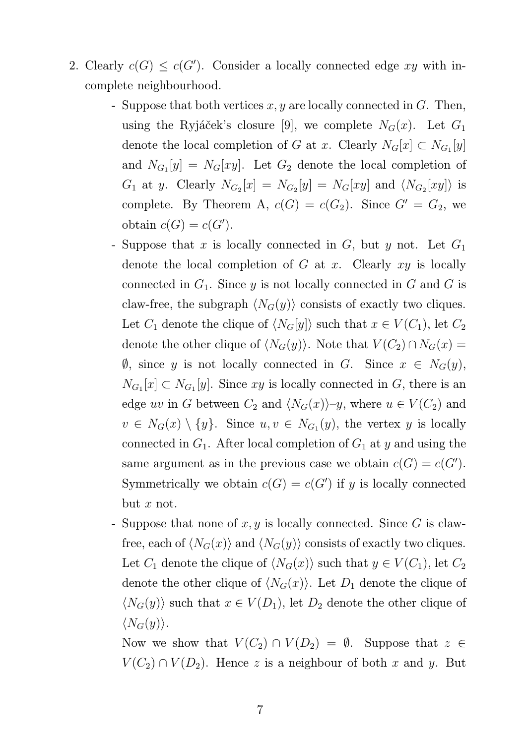2. Clearly $c(G) \leq c(G')$. Consider a locally connected edge $xy$ with incomplete neighbourhood.

   - Suppose that both vertices $x, y$ are locally connected in $G$. Then, using the Ryjáček's closure [9], we complete $N_G(x)$. Let $G_1$ denote the local completion of $G$ at $x$. Clearly $N_G[x] \subset N_{G_1}[y]$ and $N_{G_1}[y] = N_G[xy]$. Let $G_2$ denote the local completion of $G_1$ at $y$. Clearly $N_{G_2}[x] = N_{G_2}[y] = N_G[xy]$ and $\langle N_{G_2}[xy] \rangle$ is complete. By Theorem A, $c(G) = c(G_2)$. Since $G' = G_2$, we obtain $c(G) = c(G')$.
   - Suppose that $x$ is locally connected in $G$, but $y$ not. Let $G_1$ denote the local completion of $G$ at $x$. Clearly $xy$ is locally connected in $G_1$. Since $y$ is not locally connected in $G$ and $G$ is claw-free, the subgraph $\langle N_G(y) \rangle$ consists of exactly two cliques. Let $C_1$ denote the clique of $\langle N_G[y] \rangle$ such that $x \in V(C_1)$, let $C_2$ denote the other clique of $\langle N_G(y) \rangle$. Note that $V(C_2) \cap N_G(x) = \emptyset$, since $y$ is not locally connected in $G$. Since $x \in N_G(y)$, $N_{G_1}[x] \subset N_{G_1}[y]$. Since $xy$ is locally connected in $G$, there is an edge $uv$ in $G$ between $C_2$ and $\langle N_G(x) \rangle$–$y$, where $u \in V(C_2)$ and $v \in N_G(x) \setminus \{y\}$. Since $u, v \in N_{G_1}(y)$, the vertex $y$ is locally connected in $G_1$. After local completion of $G_1$ at $y$ and using the same argument as in the previous case we obtain $c(G) = c(G')$. Symmetrically we obtain $c(G) = c(G')$ if $y$ is locally connected but $x$ not.
   - Suppose that none of $x, y$ is locally connected. Since $G$ is claw-free, each of $\langle N_G(x) \rangle$ and $\langle N_G(y) \rangle$ consists of exactly two cliques. Let $C_1$ denote the clique of $\langle N_G(x) \rangle$ such that $y \in V(C_1)$, let $C_2$ denote the other clique of $\langle N_G(x) \rangle$. Let $D_1$ denote the clique of $\langle N_G(y) \rangle$ such that $x \in V(D_1)$, let $D_2$ denote the other clique of $\langle N_G(y) \rangle$.

     Now we show that $V(C_2) \cap V(D_2) = \emptyset$. Suppose that $z \in V(C_2) \cap V(D_2)$. Hence $z$ is a neighbour of both $x$ and $y$. But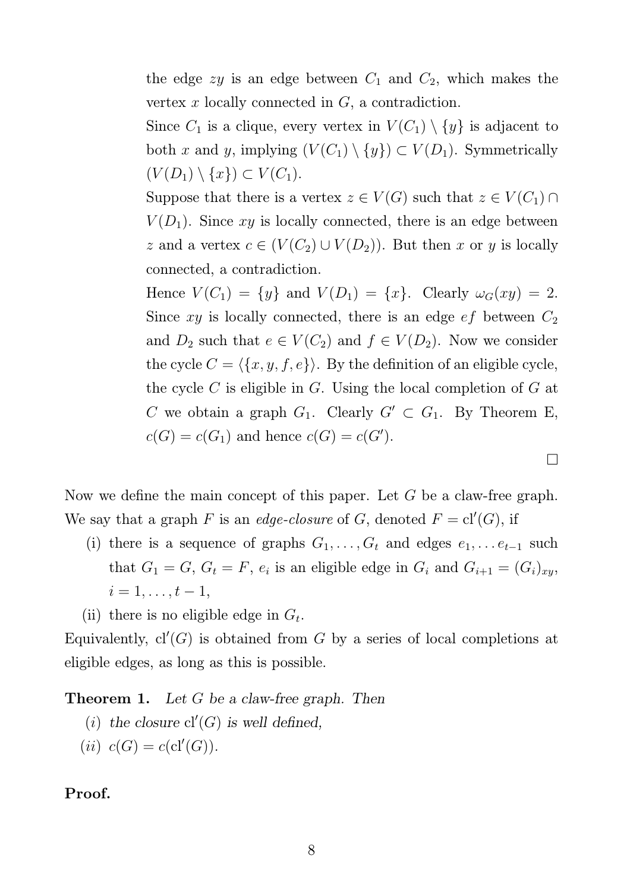the edge $zy$ is an edge between $C_1$ and $C_2$, which makes the vertex $x$ locally connected in $G$, a contradiction.

Since $C_1$ is a clique, every vertex in $V(C_1) \setminus \{y\}$ is adjacent to both $x$ and $y$, implying $(V(C_1) \setminus \{y\}) \subset V(D_1)$. Symmetrically $(V(D_1) \setminus \{x\}) \subset V(C_1)$.

Suppose that there is a vertex $z \in V(G)$ such that $z \in V(C_1) \cap V(D_1)$. Since $xy$ is locally connected, there is an edge between $z$ and a vertex $c \in (V(C_2) \cup V(D_2))$. But then $x$ or $y$ is locally connected, a contradiction.

Hence $V(C_1) = \{y\}$ and $V(D_1) = \{x\}$. Clearly $\omega_G(xy) = 2$. Since $xy$ is locally connected, there is an edge $ef$ between $C_2$ and $D_2$ such that $e \in V(C_2)$ and $f \in V(D_2)$. Now we consider the cycle $C = \langle\{x, y, f, e\}\rangle$. By the definition of an eligible cycle, the cycle $C$ is eligible in $G$. Using the local completion of $G$ at $C$ we obtain a graph $G_1$. Clearly $G' \subset G_1$. By Theorem E, $c(G) = c(G_1)$ and hence $c(G) = c(G')$.

$\square$

Now we define the main concept of this paper. Let $G$ be a claw-free graph. We say that a graph $F$ is an *edge-closure* of $G$, denoted $F = \mathrm{cl}'(G)$, if

(i) there is a sequence of graphs $G_1, \ldots, G_t$ and edges $e_1, \ldots e_{t-1}$ such that $G_1 = G$, $G_t = F$, $e_i$ is an eligible edge in $G_i$ and $G_{i+1} = (G_i)_{xy}$, $i = 1, \ldots, t-1$,

(ii) there is no eligible edge in $G_t$.

Equivalently, $\mathrm{cl}'(G)$ is obtained from $G$ by a series of local completions at eligible edges, as long as this is possible.

**Theorem 1.** *Let $G$ be a claw-free graph. Then*

(*i*) *the closure $\mathrm{cl}'(G)$ is well defined,*

(*ii*) $c(G) = c(\mathrm{cl}'(G))$.

**Proof.**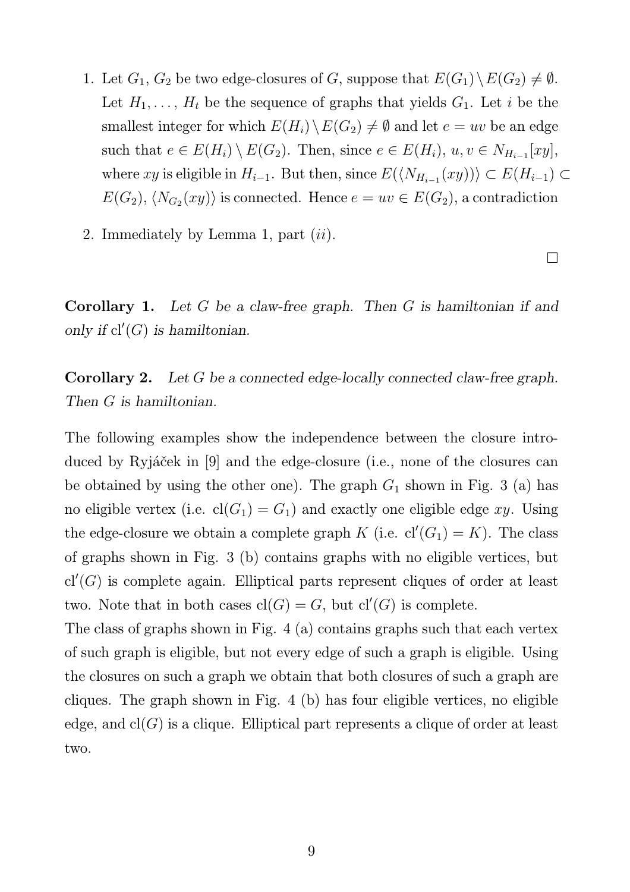1. Let $G_1$, $G_2$ be two edge-closures of $G$, suppose that $E(G_1) \setminus E(G_2) \neq \emptyset$. Let $H_1, \ldots, H_t$ be the sequence of graphs that yields $G_1$. Let $i$ be the smallest integer for which $E(H_i) \setminus E(G_2) \neq \emptyset$ and let $e = uv$ be an edge such that $e \in E(H_i) \setminus E(G_2)$. Then, since $e \in E(H_i)$, $u, v \in N_{H_{i-1}}[xy]$, where $xy$ is eligible in $H_{i-1}$. But then, since $E(\langle N_{H_{i-1}}(xy) \rangle) \subset E(H_{i-1}) \subset E(G_2)$, $\langle N_{G_2}(xy) \rangle$ is connected. Hence $e = uv \in E(G_2)$, a contradiction
2. Immediately by Lemma 1, part $(ii)$.

$\square$

**Corollary 1.** *Let $G$ be a claw-free graph. Then $G$ is hamiltonian if and only if $\mathrm{cl}'(G)$ is hamiltonian.*

**Corollary 2.** *Let $G$ be a connected edge-locally connected claw-free graph. Then $G$ is hamiltonian.*

The following examples show the independence between the closure introduced by Ryjáček in [9] and the edge-closure (i.e., none of the closures can be obtained by using the other one). The graph $G_1$ shown in Fig. 3 (a) has no eligible vertex (i.e. $\mathrm{cl}(G_1) = G_1$) and exactly one eligible edge $xy$. Using the edge-closure we obtain a complete graph $K$ (i.e. $\mathrm{cl}'(G_1) = K$). The class of graphs shown in Fig. 3 (b) contains graphs with no eligible vertices, but $\mathrm{cl}'(G)$ is complete again. Elliptical parts represent cliques of order at least two. Note that in both cases $\mathrm{cl}(G) = G$, but $\mathrm{cl}'(G)$ is complete.
The class of graphs shown in Fig. 4 (a) contains graphs such that each vertex of such graph is eligible, but not every edge of such a graph is eligible. Using the closures on such a graph we obtain that both closures of such a graph are cliques. The graph shown in Fig. 4 (b) has four eligible vertices, no eligible edge, and $\mathrm{cl}(G)$ is a clique. Elliptical part represents a clique of order at least two.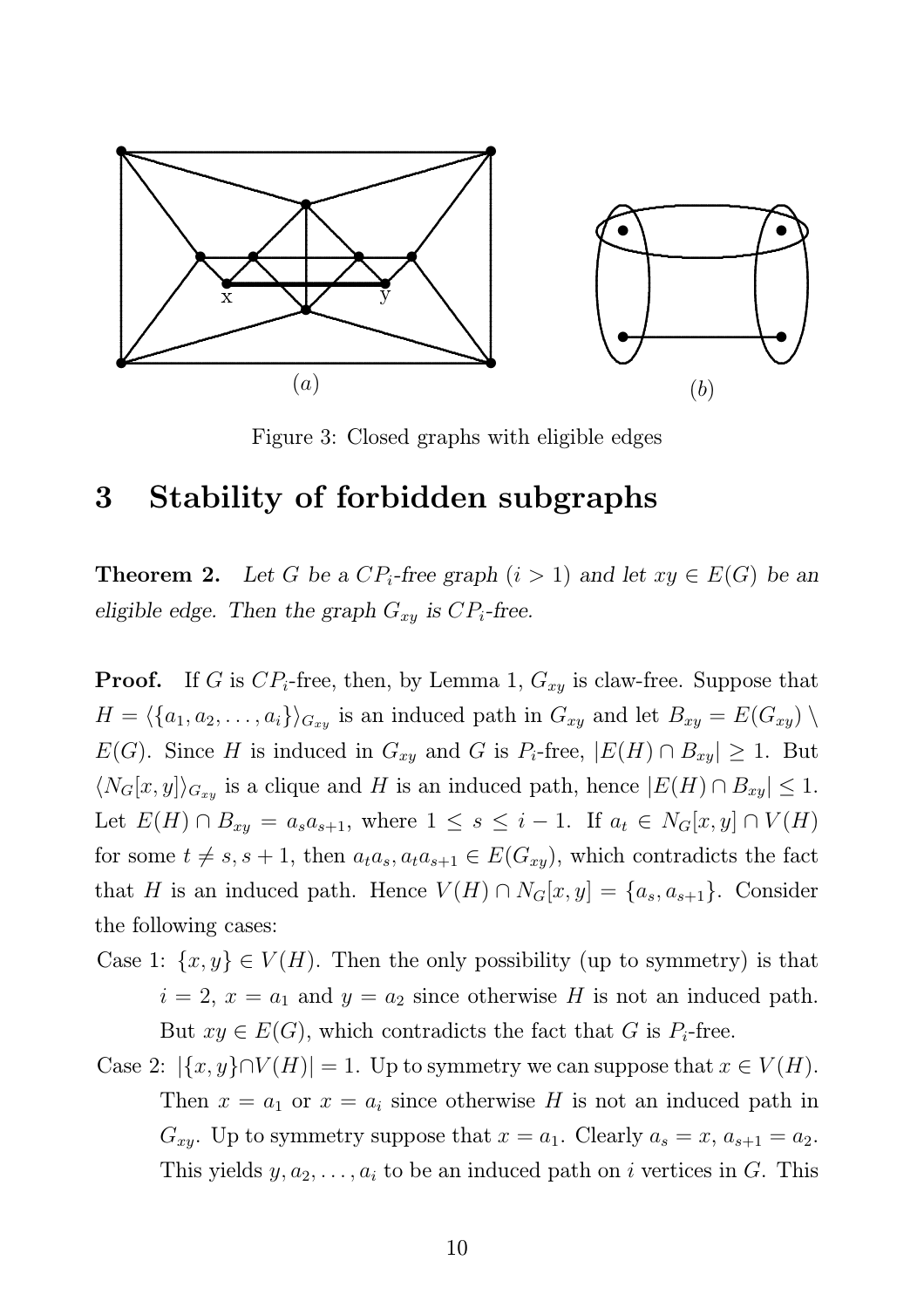Figure 3: Closed graphs with eligible edges

## 3 Stability of forbidden subgraphs

**Theorem 2.** *Let $G$ be a $CP_i$-free graph ($i > 1$) and let $xy \in E(G)$ be an eligible edge. Then the graph $G_{xy}$ is $CP_i$-free.*

**Proof.** If $G$ is $CP_i$-free, then, by Lemma 1, $G_{xy}$ is claw-free. Suppose that $H = \langle \{a_1, a_2, \ldots, a_i\} \rangle_{G_{xy}}$ is an induced path in $G_{xy}$ and let $B_{xy} = E(G_{xy}) \setminus E(G)$. Since $H$ is induced in $G_{xy}$ and $G$ is $P_i$-free, $|E(H) \cap B_{xy}| \geq 1$. But $\langle N_G[x, y] \rangle_{G_{xy}}$ is a clique and $H$ is an induced path, hence $|E(H) \cap B_{xy}| \leq 1$. Let $E(H) \cap B_{xy} = a_s a_{s+1}$, where $1 \leq s \leq i - 1$. If $a_t \in N_G[x, y] \cap V(H)$ for some $t \neq s, s+1$, then $a_t a_s, a_t a_{s+1} \in E(G_{xy})$, which contradicts the fact that $H$ is an induced path. Hence $V(H) \cap N_G[x, y] = \{a_s, a_{s+1}\}$. Consider the following cases:

Case 1: $\{x, y\} \in V(H)$. Then the only possibility (up to symmetry) is that $i = 2$, $x = a_1$ and $y = a_2$ since otherwise $H$ is not an induced path. But $xy \in E(G)$, which contradicts the fact that $G$ is $P_i$-free.

Case 2: $|\{x, y\} \cap V(H)| = 1$. Up to symmetry we can suppose that $x \in V(H)$. Then $x = a_1$ or $x = a_i$ since otherwise $H$ is not an induced path in $G_{xy}$. Up to symmetry suppose that $x = a_1$. Clearly $a_s = x$, $a_{s+1} = a_2$. This yields $y, a_2, \ldots, a_i$ to be an induced path on $i$ vertices in $G$. This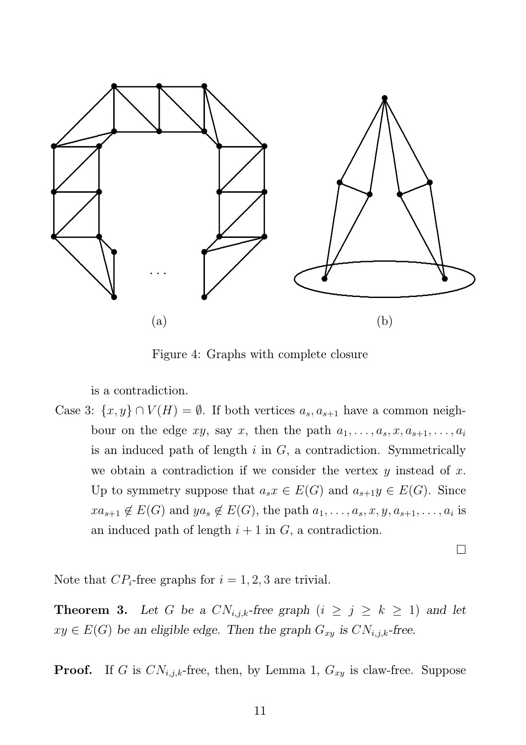(a)

(b)

Figure 4: Graphs with complete closure

is a contradiction.

Case 3: $\{x, y\} \cap V(H) = \emptyset$. If both vertices $a_s, a_{s+1}$ have a common neighbour on the edge $xy$, say $x$, then the path $a_1, \ldots, a_s, x, a_{s+1}, \ldots, a_i$ is an induced path of length $i$ in $G$, a contradiction. Symmetrically we obtain a contradiction if we consider the vertex $y$ instead of $x$. Up to symmetry suppose that $a_s x \in E(G)$ and $a_{s+1} y \in E(G)$. Since $x a_{s+1} \notin E(G)$ and $y a_s \notin E(G)$, the path $a_1, \ldots, a_s, x, y, a_{s+1}, \ldots, a_i$ is an induced path of length $i + 1$ in $G$, a contradiction.

□

Note that $CP_i$-free graphs for $i = 1, 2, 3$ are trivial.

**Theorem 3.** *Let $G$ be a $CN_{i,j,k}$-free graph ($i \geq j \geq k \geq 1$) and let $xy \in E(G)$ be an eligible edge. Then the graph $G_{xy}$ is $CN_{i,j,k}$-free.*

**Proof.** If $G$ is $CN_{i,j,k}$-free, then, by Lemma 1, $G_{xy}$ is claw-free. Suppose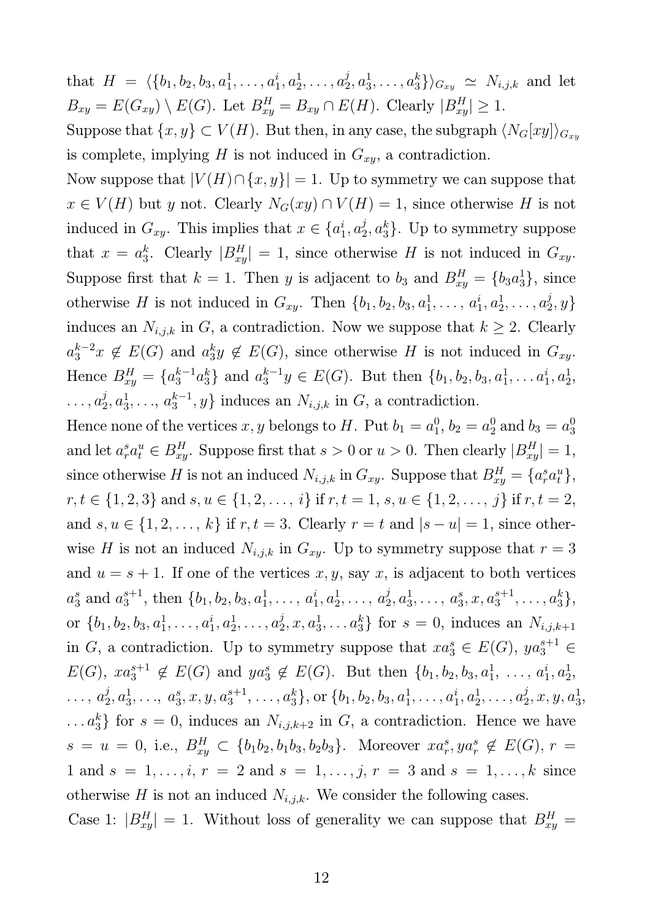that $H = \langle\{b_1, b_2, b_3, a_1^1, \ldots, a_1^i, a_2^1, \ldots, a_2^j, a_3^1, \ldots, a_3^k\}\rangle_{G_{xy}} \simeq N_{i,j,k}$ and let $B_{xy} = E(G_{xy}) \setminus E(G)$. Let $B_{xy}^H = B_{xy} \cap E(H)$. Clearly $|B_{xy}^H| \geq 1$.

Suppose that $\{x, y\} \subset V(H)$. But then, in any case, the subgraph $\langle N_G[xy]\rangle_{G_{xy}}$ is complete, implying $H$ is not induced in $G_{xy}$, a contradiction.

Now suppose that $|V(H) \cap \{x, y\}| = 1$. Up to symmetry we can suppose that $x \in V(H)$ but $y$ not. Clearly $N_G(xy) \cap V(H) = 1$, since otherwise $H$ is not induced in $G_{xy}$. This implies that $x \in \{a_1^i, a_2^j, a_3^k\}$. Up to symmetry suppose that $x = a_3^k$. Clearly $|B_{xy}^H| = 1$, since otherwise $H$ is not induced in $G_{xy}$. Suppose first that $k = 1$. Then $y$ is adjacent to $b_3$ and $B_{xy}^H = \{b_3 a_3^1\}$, since otherwise $H$ is not induced in $G_{xy}$. Then $\{b_1, b_2, b_3, a_1^1, \ldots, a_1^i, a_2^1, \ldots, a_2^j, y\}$ induces an $N_{i,j,k}$ in $G$, a contradiction. Now we suppose that $k \geq 2$. Clearly $a_3^{k-2}x \notin E(G)$ and $a_3^k y \notin E(G)$, since otherwise $H$ is not induced in $G_{xy}$. Hence $B_{xy}^H = \{a_3^{k-1}a_3^k\}$ and $a_3^{k-1}y \in E(G)$. But then $\{b_1, b_2, b_3, a_1^1, \ldots a_1^i, a_2^1, \ldots, a_2^j, a_3^1, \ldots, a_3^{k-1}, y\}$ induces an $N_{i,j,k}$ in $G$, a contradiction.

Hence none of the vertices $x, y$ belongs to $H$. Put $b_1 = a_1^0$, $b_2 = a_2^0$ and $b_3 = a_3^0$ and let $a_r^s a_t^u \in B_{xy}^H$. Suppose first that $s > 0$ or $u > 0$. Then clearly $|B_{xy}^H| = 1$, since otherwise $H$ is not an induced $N_{i,j,k}$ in $G_{xy}$. Suppose that $B_{xy}^H = \{a_r^s a_t^u\}$, $r, t \in \{1, 2, 3\}$ and $s, u \in \{1, 2, \ldots, i\}$ if $r, t = 1$, $s, u \in \{1, 2, \ldots, j\}$ if $r, t = 2$, and $s, u \in \{1, 2, \ldots, k\}$ if $r, t = 3$. Clearly $r = t$ and $|s - u| = 1$, since otherwise $H$ is not an induced $N_{i,j,k}$ in $G_{xy}$. Up to symmetry suppose that $r = 3$ and $u = s + 1$. If one of the vertices $x, y$, say $x$, is adjacent to both vertices $a_3^s$ and $a_3^{s+1}$, then $\{b_1, b_2, b_3, a_1^1, \ldots, a_1^i, a_2^1, \ldots, a_2^j, a_3^1, \ldots, a_3^s, x, a_3^{s+1}, \ldots, a_3^k\}$, or $\{b_1, b_2, b_3, a_1^1, \ldots, a_1^i, a_2^1, \ldots, a_2^j, x, a_3^1, \ldots a_3^k\}$ for $s = 0$, induces an $N_{i,j,k+1}$ in $G$, a contradiction. Up to symmetry suppose that $xa_3^s \in E(G)$, $ya_3^{s+1} \in E(G)$, $xa_3^{s+1} \notin E(G)$ and $ya_3^s \notin E(G)$. But then $\{b_1, b_2, b_3, a_1^1, \ldots, a_1^i, a_2^1, \ldots, a_2^j, a_3^1, \ldots, a_3^s, x, y, a_3^{s+1}, \ldots, a_3^k\}$, or $\{b_1, b_2, b_3, a_1^1, \ldots, a_1^i, a_2^1, \ldots, a_2^j, x, y, a_3^1, \ldots a_3^k\}$ for $s = 0$, induces an $N_{i,j,k+2}$ in $G$, a contradiction. Hence we have $s = u = 0$, i.e., $B_{xy}^H \subset \{b_1b_2, b_1b_3, b_2b_3\}$. Moreover $xa_r^s, ya_r^s \notin E(G)$, $r = 1$ and $s = 1, \ldots, i$, $r = 2$ and $s = 1, \ldots, j$, $r = 3$ and $s = 1, \ldots, k$ since otherwise $H$ is not an induced $N_{i,j,k}$. We consider the following cases.

Case 1: $|B_{xy}^H| = 1$. Without loss of generality we can suppose that $B_{xy}^H =$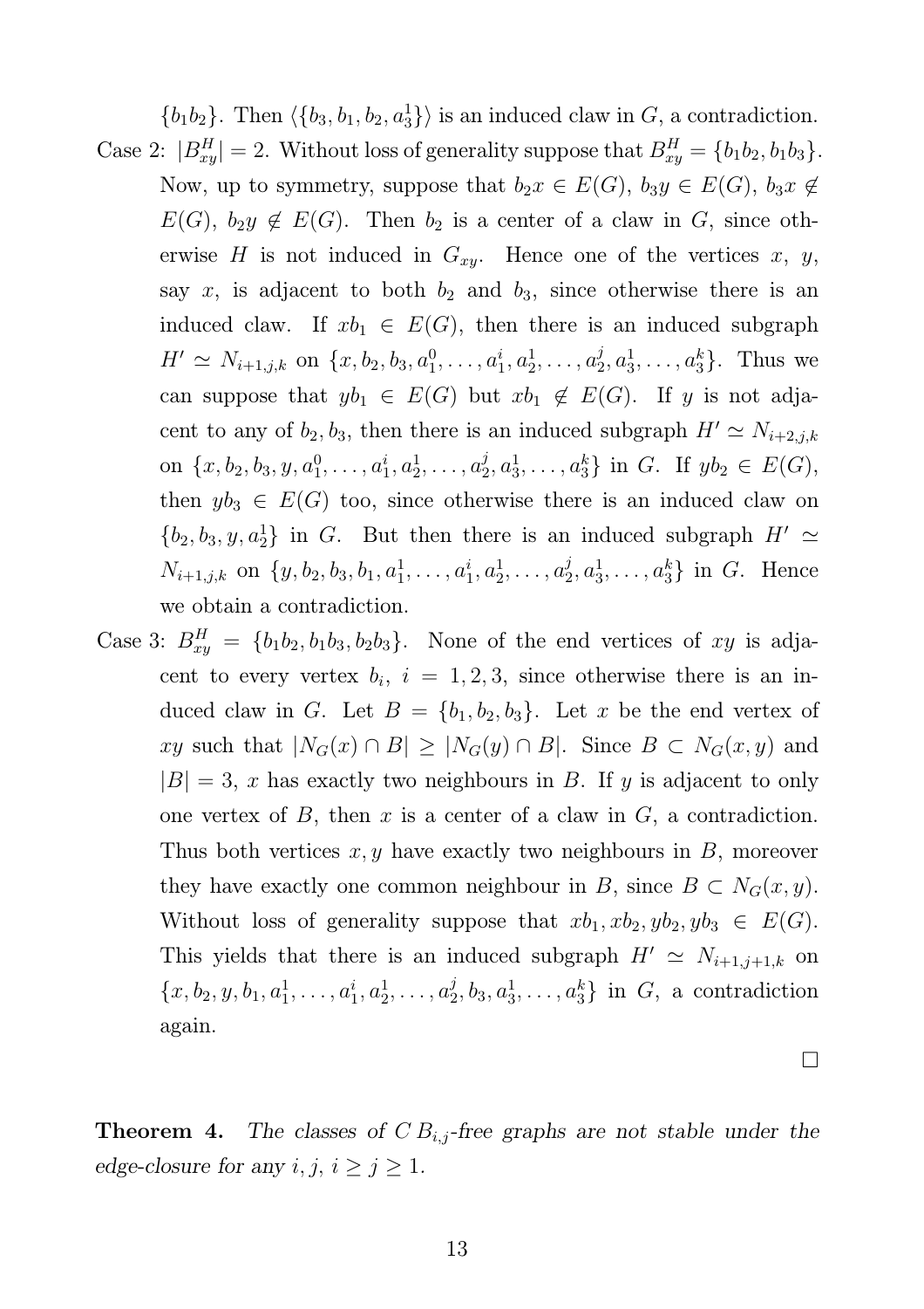$\{b_1b_2\}$. Then $\langle\{b_3, b_1, b_2, a_3^1\}\rangle$ is an induced claw in $G$, a contradiction.

Case 2: $|B_{xy}^H| = 2$. Without loss of generality suppose that $B_{xy}^H = \{b_1b_2, b_1b_3\}$. Now, up to symmetry, suppose that $b_2x \in E(G)$, $b_3y \in E(G)$, $b_3x \notin E(G)$, $b_2y \notin E(G)$. Then $b_2$ is a center of a claw in $G$, since otherwise $H$ is not induced in $G_{xy}$. Hence one of the vertices $x$, $y$, say $x$, is adjacent to both $b_2$ and $b_3$, since otherwise there is an induced claw. If $xb_1 \in E(G)$, then there is an induced subgraph $H' \simeq N_{i+1,j,k}$ on $\{x, b_2, b_3, a_1^0, \ldots, a_1^i, a_2^1, \ldots, a_2^j, a_3^1, \ldots, a_3^k\}$. Thus we can suppose that $yb_1 \in E(G)$ but $xb_1 \notin E(G)$. If $y$ is not adjacent to any of $b_2, b_3$, then there is an induced subgraph $H' \simeq N_{i+2,j,k}$ on $\{x, b_2, b_3, y, a_1^0, \ldots, a_1^i, a_2^1, \ldots, a_2^j, a_3^1, \ldots, a_3^k\}$ in $G$. If $yb_2 \in E(G)$, then $yb_3 \in E(G)$ too, since otherwise there is an induced claw on $\{b_2, b_3, y, a_2^1\}$ in $G$. But then there is an induced subgraph $H' \simeq N_{i+1,j,k}$ on $\{y, b_2, b_3, b_1, a_1^1, \ldots, a_1^i, a_2^1, \ldots, a_2^j, a_3^1, \ldots, a_3^k\}$ in $G$. Hence we obtain a contradiction.

Case 3: $B_{xy}^H = \{b_1b_2, b_1b_3, b_2b_3\}$. None of the end vertices of $xy$ is adjacent to every vertex $b_i$, $i = 1, 2, 3$, since otherwise there is an induced claw in $G$. Let $B = \{b_1, b_2, b_3\}$. Let $x$ be the end vertex of $xy$ such that $|N_G(x) \cap B| \geq |N_G(y) \cap B|$. Since $B \subset N_G(x, y)$ and $|B| = 3$, $x$ has exactly two neighbours in $B$. If $y$ is adjacent to only one vertex of $B$, then $x$ is a center of a claw in $G$, a contradiction. Thus both vertices $x, y$ have exactly two neighbours in $B$, moreover they have exactly one common neighbour in $B$, since $B \subset N_G(x, y)$. Without loss of generality suppose that $xb_1, xb_2, yb_2, yb_3 \in E(G)$. This yields that there is an induced subgraph $H' \simeq N_{i+1,j+1,k}$ on $\{x, b_2, y, b_1, a_1^1, \ldots, a_1^i, a_2^1, \ldots, a_2^j, b_3, a_3^1, \ldots, a_3^k\}$ in $G$, a contradiction again.

□

**Theorem 4.** *The classes of $CB_{i,j}$-free graphs are not stable under the edge-closure for any $i, j$, $i \geq j \geq 1$.*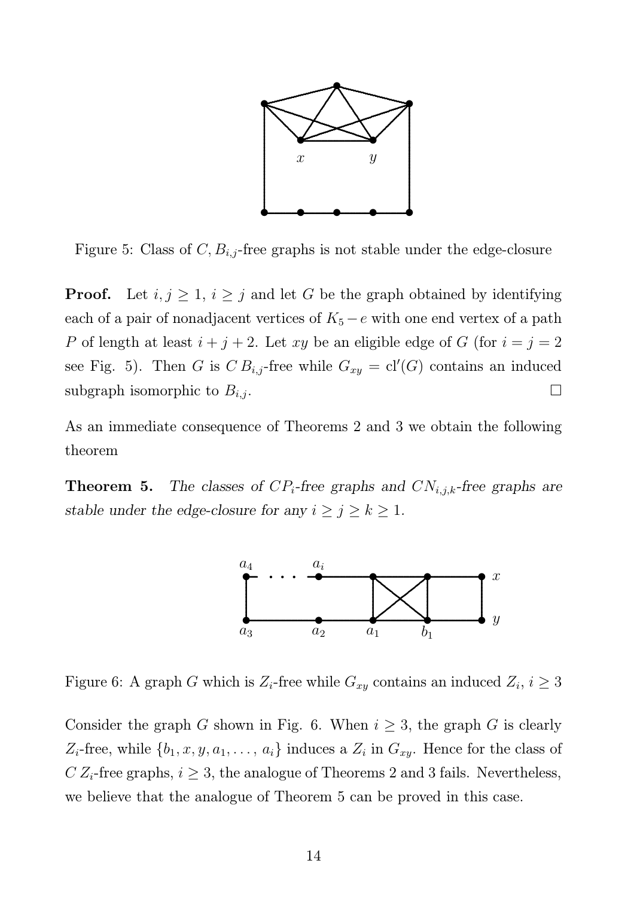Figure 5: Class of $C, B_{i,j}$-free graphs is not stable under the edge-closure

**Proof.** Let $i, j \geq 1$, $i \geq j$ and let $G$ be the graph obtained by identifying each of a pair of nonadjacent vertices of $K_5 - e$ with one end vertex of a path $P$ of length at least $i + j + 2$. Let $xy$ be an eligible edge of $G$ (for $i = j = 2$ see Fig. 5). Then $G$ is $C\,B_{i,j}$-free while $G_{xy} = \mathrm{cl}'(G)$ contains an induced subgraph isomorphic to $B_{i,j}$. $\square$

As an immediate consequence of Theorems 2 and 3 we obtain the following theorem

**Theorem 5.** *The classes of $CP_i$-free graphs and $CN_{i,j,k}$-free graphs are stable under the edge-closure for any $i \geq j \geq k \geq 1$.*

Figure 6: A graph $G$ which is $Z_i$-free while $G_{xy}$ contains an induced $Z_i$, $i \geq 3$

Consider the graph $G$ shown in Fig. 6. When $i \geq 3$, the graph $G$ is clearly $Z_i$-free, while $\{b_1, x, y, a_1, \ldots, a_i\}$ induces a $Z_i$ in $G_{xy}$. Hence for the class of $C\,Z_i$-free graphs, $i \geq 3$, the analogue of Theorems 2 and 3 fails. Nevertheless, we believe that the analogue of Theorem 5 can be proved in this case.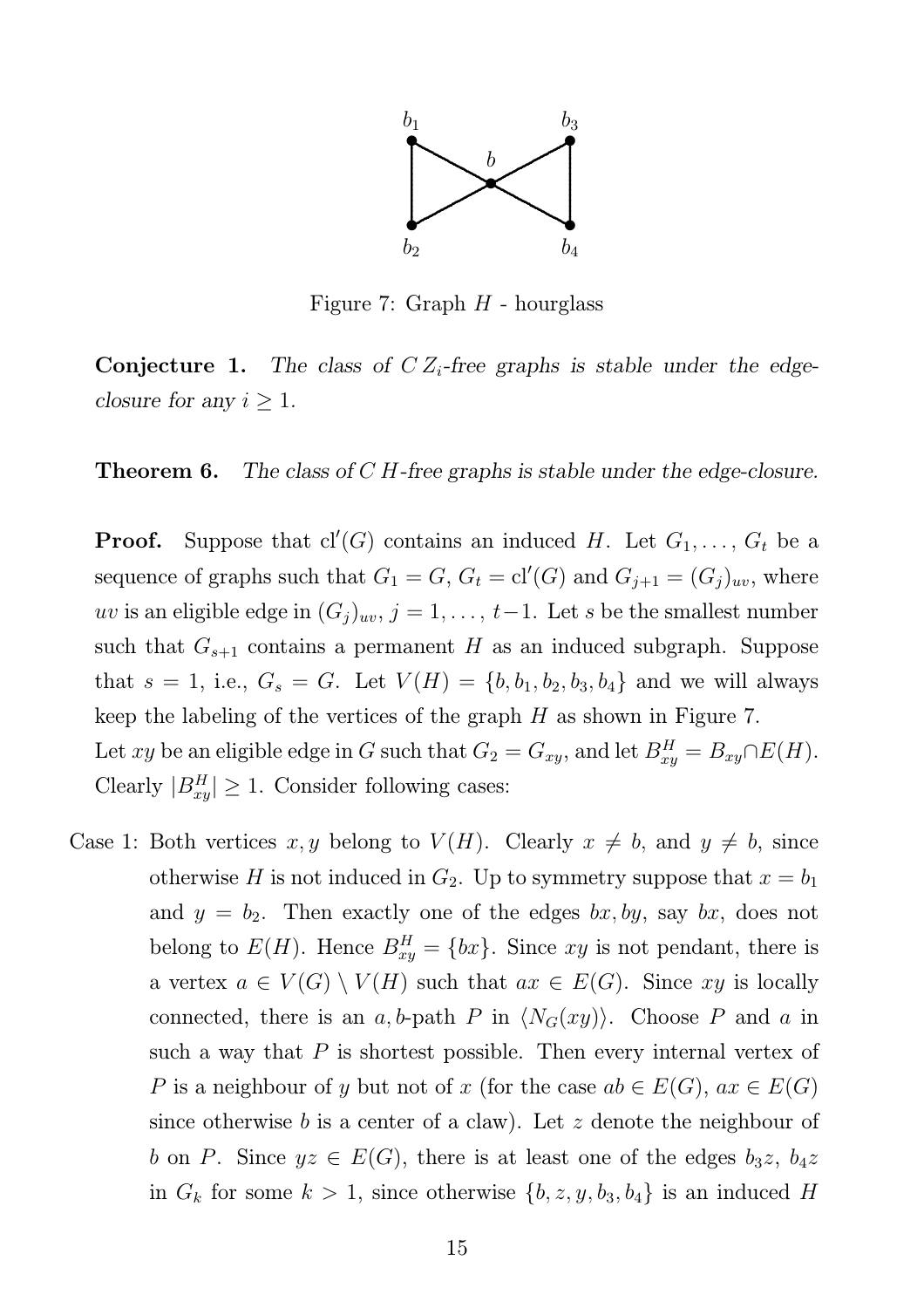Figure 7: Graph $H$ - hourglass

**Conjecture 1.** *The class of $C\,Z_i$-free graphs is stable under the edge-closure for any $i \geq 1$.*

**Theorem 6.** *The class of $C\,H$-free graphs is stable under the edge-closure.*

**Proof.** Suppose that $\mathrm{cl}'(G)$ contains an induced $H$. Let $G_1, \ldots, G_t$ be a sequence of graphs such that $G_1 = G$, $G_t = \mathrm{cl}'(G)$ and $G_{j+1} = (G_j)_{uv}$, where $uv$ is an eligible edge in $(G_j)_{uv}$, $j = 1, \ldots, t-1$. Let $s$ be the smallest number such that $G_{s+1}$ contains a permanent $H$ as an induced subgraph. Suppose that $s = 1$, i.e., $G_s = G$. Let $V(H) = \{b, b_1, b_2, b_3, b_4\}$ and we will always keep the labeling of the vertices of the graph $H$ as shown in Figure 7.
Let $xy$ be an eligible edge in $G$ such that $G_2 = G_{xy}$, and let $B^H_{xy} = B_{xy} \cap E(H)$. Clearly $|B^H_{xy}| \geq 1$. Consider following cases:

Case 1: Both vertices $x, y$ belong to $V(H)$. Clearly $x \neq b$, and $y \neq b$, since otherwise $H$ is not induced in $G_2$. Up to symmetry suppose that $x = b_1$ and $y = b_2$. Then exactly one of the edges $bx, by$, say $bx$, does not belong to $E(H)$. Hence $B^H_{xy} = \{bx\}$. Since $xy$ is not pendant, there is a vertex $a \in V(G) \setminus V(H)$ such that $ax \in E(G)$. Since $xy$ is locally connected, there is an $a, b$-path $P$ in $\langle N_G(xy) \rangle$. Choose $P$ and $a$ in such a way that $P$ is shortest possible. Then every internal vertex of $P$ is a neighbour of $y$ but not of $x$ (for the case $ab \in E(G)$, $ax \in E(G)$ since otherwise $b$ is a center of a claw). Let $z$ denote the neighbour of $b$ on $P$. Since $yz \in E(G)$, there is at least one of the edges $b_3z$, $b_4z$ in $G_k$ for some $k > 1$, since otherwise $\{b, z, y, b_3, b_4\}$ is an induced $H$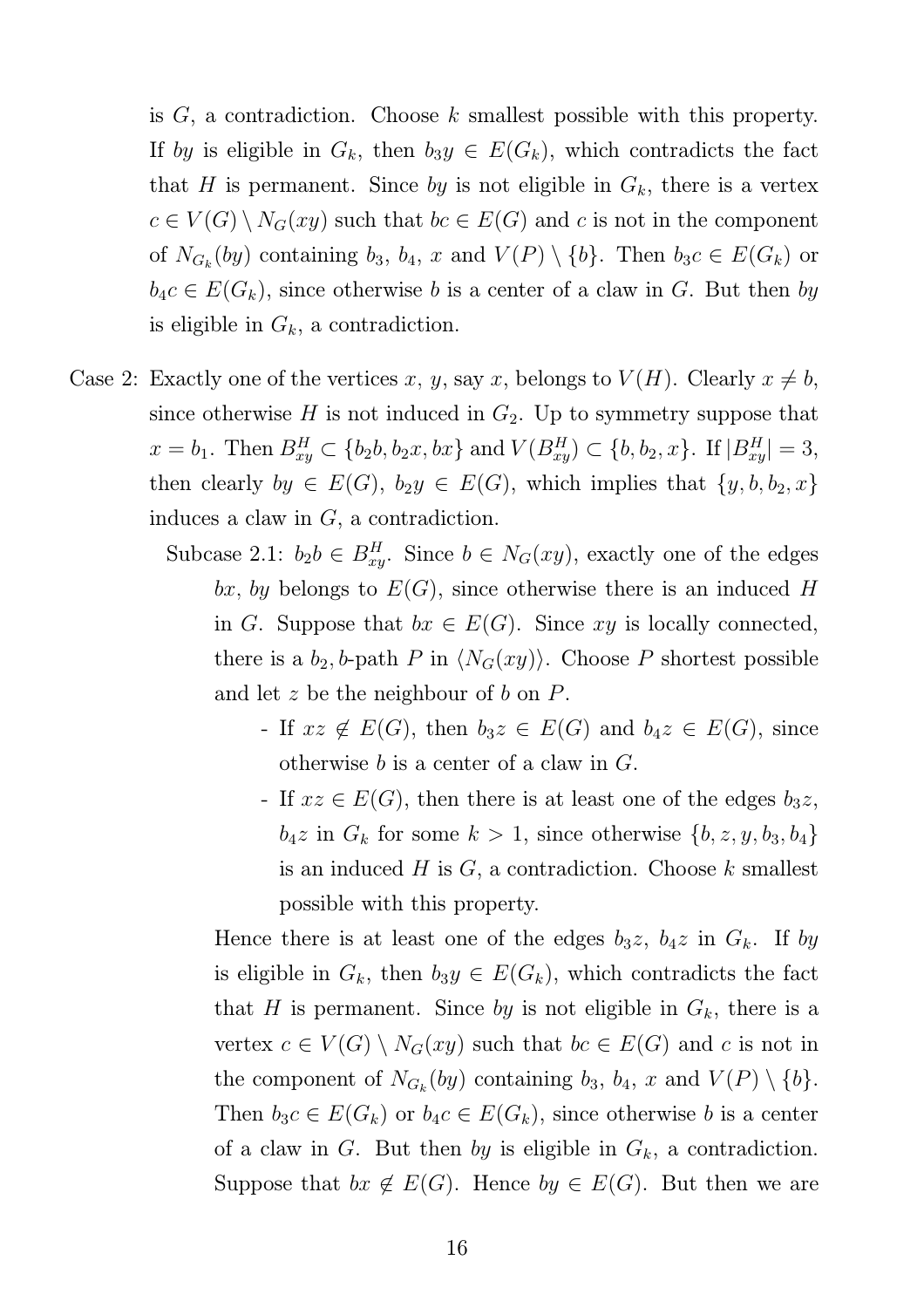is $G$, a contradiction. Choose $k$ smallest possible with this property. If $by$ is eligible in $G_k$, then $b_3y \in E(G_k)$, which contradicts the fact that $H$ is permanent. Since $by$ is not eligible in $G_k$, there is a vertex $c \in V(G) \setminus N_G(xy)$ such that $bc \in E(G)$ and $c$ is not in the component of $N_{G_k}(by)$ containing $b_3$, $b_4$, $x$ and $V(P) \setminus \{b\}$. Then $b_3c \in E(G_k)$ or $b_4c \in E(G_k)$, since otherwise $b$ is a center of a claw in $G$. But then $by$ is eligible in $G_k$, a contradiction.

Case 2: Exactly one of the vertices $x$, $y$, say $x$, belongs to $V(H)$. Clearly $x \neq b$, since otherwise $H$ is not induced in $G_2$. Up to symmetry suppose that $x = b_1$. Then $B^H_{xy} \subset \{b_2b, b_2x, bx\}$ and $V(B^H_{xy}) \subset \{b, b_2, x\}$. If $|B^H_{xy}| = 3$, then clearly $by \in E(G)$, $b_2y \in E(G)$, which implies that $\{y, b, b_2, x\}$ induces a claw in $G$, a contradiction.

Subcase 2.1: $b_2b \in B^H_{xy}$. Since $b \in N_G(xy)$, exactly one of the edges $bx$, $by$ belongs to $E(G)$, since otherwise there is an induced $H$ in $G$. Suppose that $bx \in E(G)$. Since $xy$ is locally connected, there is a $b_2, b$-path $P$ in $\langle N_G(xy)\rangle$. Choose $P$ shortest possible and let $z$ be the neighbour of $b$ on $P$.

- If $xz \notin E(G)$, then $b_3z \in E(G)$ and $b_4z \in E(G)$, since otherwise $b$ is a center of a claw in $G$.
- If $xz \in E(G)$, then there is at least one of the edges $b_3z$, $b_4z$ in $G_k$ for some $k > 1$, since otherwise $\{b, z, y, b_3, b_4\}$ is an induced $H$ is $G$, a contradiction. Choose $k$ smallest possible with this property.

Hence there is at least one of the edges $b_3z$, $b_4z$ in $G_k$. If $by$ is eligible in $G_k$, then $b_3y \in E(G_k)$, which contradicts the fact that $H$ is permanent. Since $by$ is not eligible in $G_k$, there is a vertex $c \in V(G) \setminus N_G(xy)$ such that $bc \in E(G)$ and $c$ is not in the component of $N_{G_k}(by)$ containing $b_3$, $b_4$, $x$ and $V(P) \setminus \{b\}$. Then $b_3c \in E(G_k)$ or $b_4c \in E(G_k)$, since otherwise $b$ is a center of a claw in $G$. But then $by$ is eligible in $G_k$, a contradiction. Suppose that $bx \notin E(G)$. Hence $by \in E(G)$. But then we are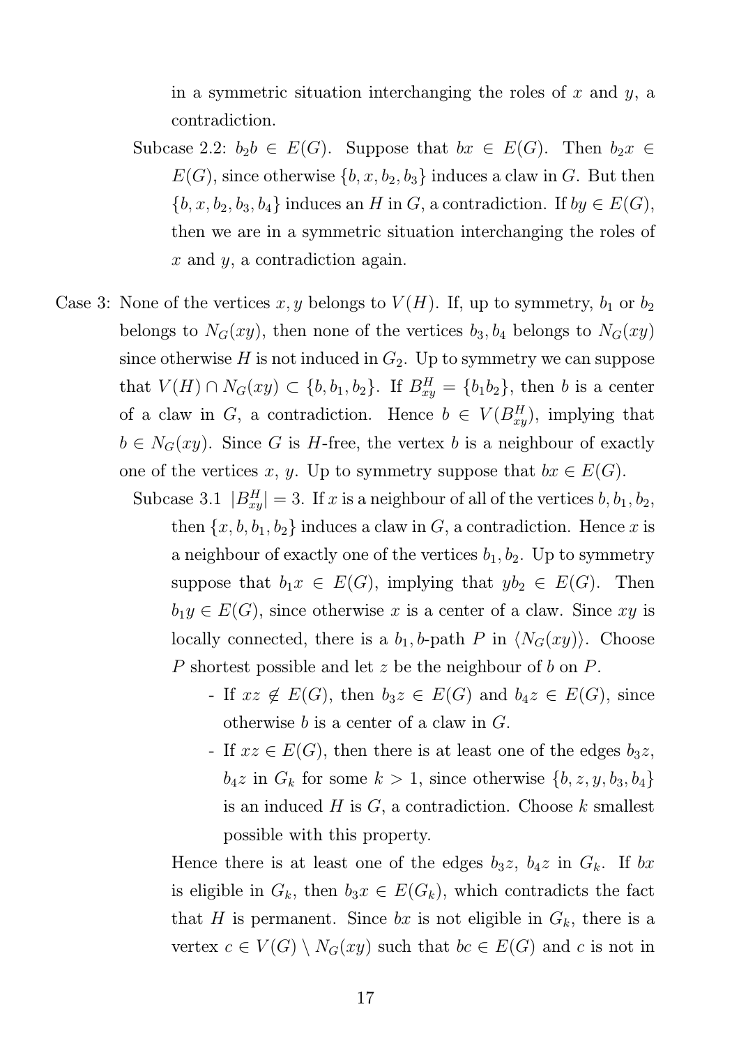in a symmetric situation interchanging the roles of $x$ and $y$, a contradiction.

Subcase 2.2: $b_2b \in E(G)$. Suppose that $bx \in E(G)$. Then $b_2x \in E(G)$, since otherwise $\{b, x, b_2, b_3\}$ induces a claw in $G$. But then $\{b, x, b_2, b_3, b_4\}$ induces an $H$ in $G$, a contradiction. If $by \in E(G)$, then we are in a symmetric situation interchanging the roles of $x$ and $y$, a contradiction again.

Case 3: None of the vertices $x, y$ belongs to $V(H)$. If, up to symmetry, $b_1$ or $b_2$ belongs to $N_G(xy)$, then none of the vertices $b_3, b_4$ belongs to $N_G(xy)$ since otherwise $H$ is not induced in $G_2$. Up to symmetry we can suppose that $V(H) \cap N_G(xy) \subset \{b, b_1, b_2\}$. If $B^H_{xy} = \{b_1b_2\}$, then $b$ is a center of a claw in $G$, a contradiction. Hence $b \in V(B^H_{xy})$, implying that $b \in N_G(xy)$. Since $G$ is $H$-free, the vertex $b$ is a neighbour of exactly one of the vertices $x$, $y$. Up to symmetry suppose that $bx \in E(G)$.

Subcase 3.1 $|B^H_{xy}| = 3$. If $x$ is a neighbour of all of the vertices $b, b_1, b_2$, then $\{x, b, b_1, b_2\}$ induces a claw in $G$, a contradiction. Hence $x$ is a neighbour of exactly one of the vertices $b_1, b_2$. Up to symmetry suppose that $b_1x \in E(G)$, implying that $yb_2 \in E(G)$. Then $b_1y \in E(G)$, since otherwise $x$ is a center of a claw. Since $xy$ is locally connected, there is a $b_1, b$-path $P$ in $\langle N_G(xy) \rangle$. Choose $P$ shortest possible and let $z$ be the neighbour of $b$ on $P$.

- If $xz \notin E(G)$, then $b_3z \in E(G)$ and $b_4z \in E(G)$, since otherwise $b$ is a center of a claw in $G$.
- If $xz \in E(G)$, then there is at least one of the edges $b_3z$, $b_4z$ in $G_k$ for some $k > 1$, since otherwise $\{b, z, y, b_3, b_4\}$ is an induced $H$ is $G$, a contradiction. Choose $k$ smallest possible with this property.

Hence there is at least one of the edges $b_3z$, $b_4z$ in $G_k$. If $bx$ is eligible in $G_k$, then $b_3x \in E(G_k)$, which contradicts the fact that $H$ is permanent. Since $bx$ is not eligible in $G_k$, there is a vertex $c \in V(G) \setminus N_G(xy)$ such that $bc \in E(G)$ and $c$ is not in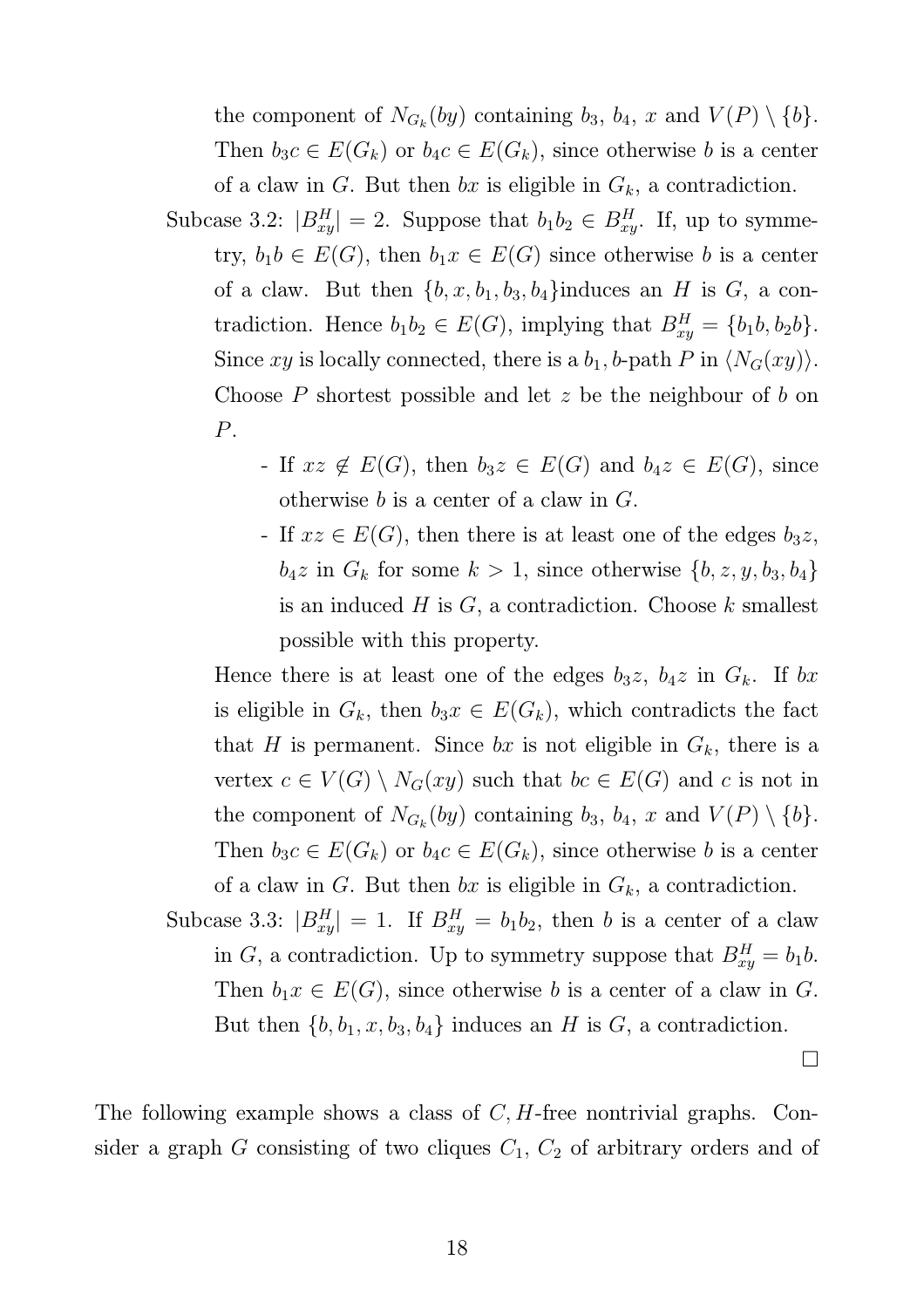the component of $N_{G_k}(by)$ containing $b_3$, $b_4$, $x$ and $V(P) \setminus \{b\}$. Then $b_3c \in E(G_k)$ or $b_4c \in E(G_k)$, since otherwise $b$ is a center of a claw in $G$. But then $bx$ is eligible in $G_k$, a contradiction.

Subcase 3.2: $|B^H_{xy}| = 2$. Suppose that $b_1b_2 \in B^H_{xy}$. If, up to symmetry, $b_1b \in E(G)$, then $b_1x \in E(G)$ since otherwise $b$ is a center of a claw. But then $\{b, x, b_1, b_3, b_4\}$induces an $H$ is $G$, a contradiction. Hence $b_1b_2 \in E(G)$, implying that $B^H_{xy} = \{b_1b, b_2b\}$. Since $xy$ is locally connected, there is a $b_1, b$-path $P$ in $\langle N_G(xy)\rangle$. Choose $P$ shortest possible and let $z$ be the neighbour of $b$ on $P$.

- If $xz \notin E(G)$, then $b_3z \in E(G)$ and $b_4z \in E(G)$, since otherwise $b$ is a center of a claw in $G$.
- If $xz \in E(G)$, then there is at least one of the edges $b_3z$, $b_4z$ in $G_k$ for some $k > 1$, since otherwise $\{b, z, y, b_3, b_4\}$ is an induced $H$ is $G$, a contradiction. Choose $k$ smallest possible with this property.

Hence there is at least one of the edges $b_3z$, $b_4z$ in $G_k$. If $bx$ is eligible in $G_k$, then $b_3x \in E(G_k)$, which contradicts the fact that $H$ is permanent. Since $bx$ is not eligible in $G_k$, there is a vertex $c \in V(G) \setminus N_G(xy)$ such that $bc \in E(G)$ and $c$ is not in the component of $N_{G_k}(by)$ containing $b_3$, $b_4$, $x$ and $V(P) \setminus \{b\}$. Then $b_3c \in E(G_k)$ or $b_4c \in E(G_k)$, since otherwise $b$ is a center of a claw in $G$. But then $bx$ is eligible in $G_k$, a contradiction.

Subcase 3.3: $|B^H_{xy}| = 1$. If $B^H_{xy} = b_1b_2$, then $b$ is a center of a claw in $G$, a contradiction. Up to symmetry suppose that $B^H_{xy} = b_1b$. Then $b_1x \in E(G)$, since otherwise $b$ is a center of a claw in $G$. But then $\{b, b_1, x, b_3, b_4\}$ induces an $H$ is $G$, a contradiction.

□

The following example shows a class of $C, H$-free nontrivial graphs. Consider a graph $G$ consisting of two cliques $C_1$, $C_2$ of arbitrary orders and of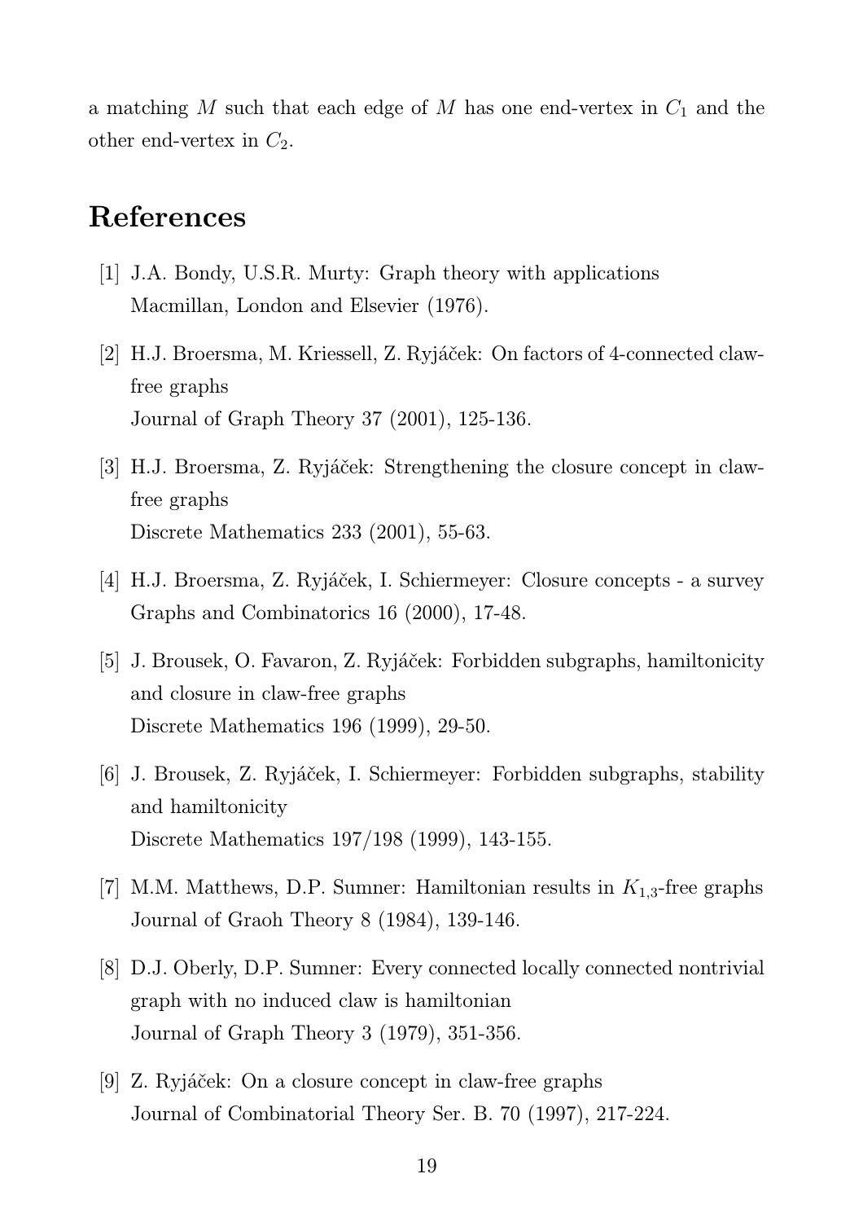a matching $M$ such that each edge of $M$ has one end-vertex in $C_1$ and the other end-vertex in $C_2$.

## References

[1] J.A. Bondy, U.S.R. Murty: Graph theory with applications Macmillan, London and Elsevier (1976).

[2] H.J. Broersma, M. Kriessell, Z. Ryjáček: On factors of 4-connected claw-free graphs Journal of Graph Theory 37 (2001), 125-136.

[3] H.J. Broersma, Z. Ryjáček: Strengthening the closure concept in claw-free graphs Discrete Mathematics 233 (2001), 55-63.

[4] H.J. Broersma, Z. Ryjáček, I. Schiermeyer: Closure concepts - a survey Graphs and Combinatorics 16 (2000), 17-48.

[5] J. Brousek, O. Favaron, Z. Ryjáček: Forbidden subgraphs, hamiltonicity and closure in claw-free graphs Discrete Mathematics 196 (1999), 29-50.

[6] J. Brousek, Z. Ryjáček, I. Schiermeyer: Forbidden subgraphs, stability and hamiltonicity Discrete Mathematics 197/198 (1999), 143-155.

[7] M.M. Matthews, D.P. Sumner: Hamiltonian results in $K_{1,3}$-free graphs Journal of Graoh Theory 8 (1984), 139-146.

[8] D.J. Oberly, D.P. Sumner: Every connected locally connected nontrivial graph with no induced claw is hamiltonian Journal of Graph Theory 3 (1979), 351-356.

[9] Z. Ryjáček: On a closure concept in claw-free graphs Journal of Combinatorial Theory Ser. B. 70 (1997), 217-224.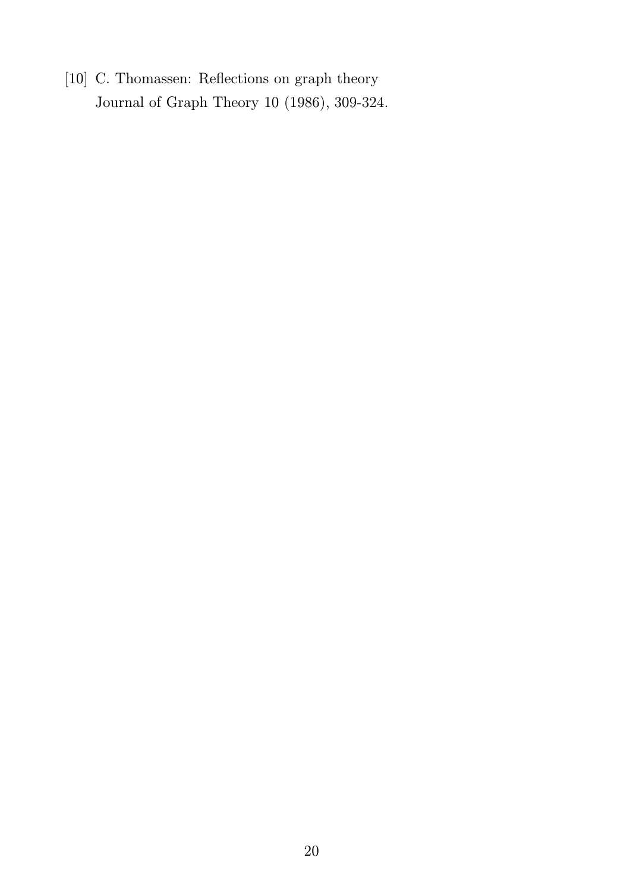[10] C. Thomassen: Reflections on graph theory
Journal of Graph Theory 10 (1986), 309-324.